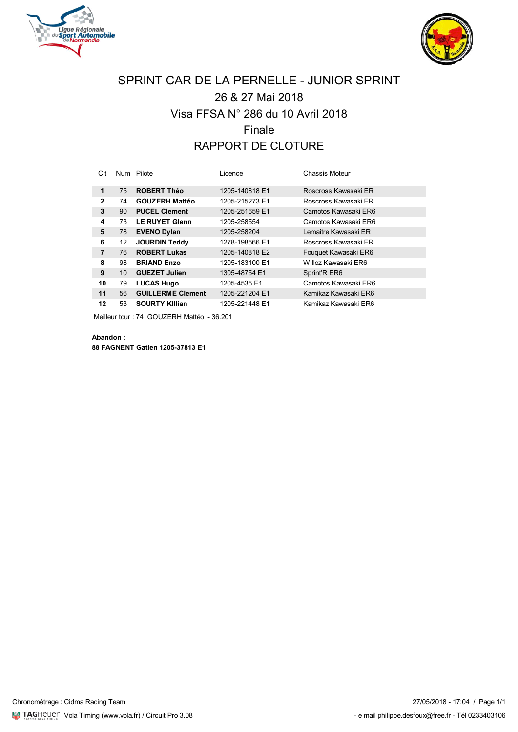# SPRINT CAR DE LA PERNELLE - JUNIOR SPRINT

## 26 & 27 Mai 2018

## Visa FFSA N° 286 du 10 Avril 2018

## Finale

## RAPPORT DE CLOTURE

| Clt | Num | Pilote | Licence | Chassis Moteur |
|---|---|---|---|---|
| **1** | 75 | **ROBERT Théo** | 1205-140818 E1 | Roscross Kawasaki ER |
| **2** | 74 | **GOUZERH Mattéo** | 1205-215273 E1 | Roscross Kawasaki ER |
| **3** | 90 | **PUCEL Clement** | 1205-251659 E1 | Camotos Kawasaki ER6 |
| **4** | 73 | **LE RUYET Glenn** | 1205-258554 | Camotos Kawasaki ER6 |
| **5** | 78 | **EVENO Dylan** | 1205-258204 | Lemaitre Kawasaki ER |
| **6** | 12 | **JOURDIN Teddy** | 1278-198566 E1 | Roscross Kawasaki ER |
| **7** | 76 | **ROBERT Lukas** | 1205-140818 E2 | Fouquet Kawasaki ER6 |
| **8** | 98 | **BRIAND Enzo** | 1205-183100 E1 | Willoz Kawasaki ER6 |
| **9** | 10 | **GUEZET Julien** | 1305-48754 E1 | Sprint'R ER6 |
| **10** | 79 | **LUCAS Hugo** | 1205-4535 E1 | Camotos Kawasaki ER6 |
| **11** | 56 | **GUILLERME Clement** | 1205-221204 E1 | Kamikaz Kawasaki ER6 |
| **12** | 53 | **SOURTY KIllian** | 1205-221448 E1 | Kamikaz Kawasaki ER6 |

Meilleur tour : 74 GOUZERH Mattéo - 36.201

**Abandon :**
**88 FAGNENT Gatien 1205-37813 E1**

Chronométrage : Cidma Racing Team

27/05/2018 - 17:04

Vola Timing (www.vola.fr) / Circuit Pro 3.08

- e mail philippe.desfoux@free.fr - Tél 0233403106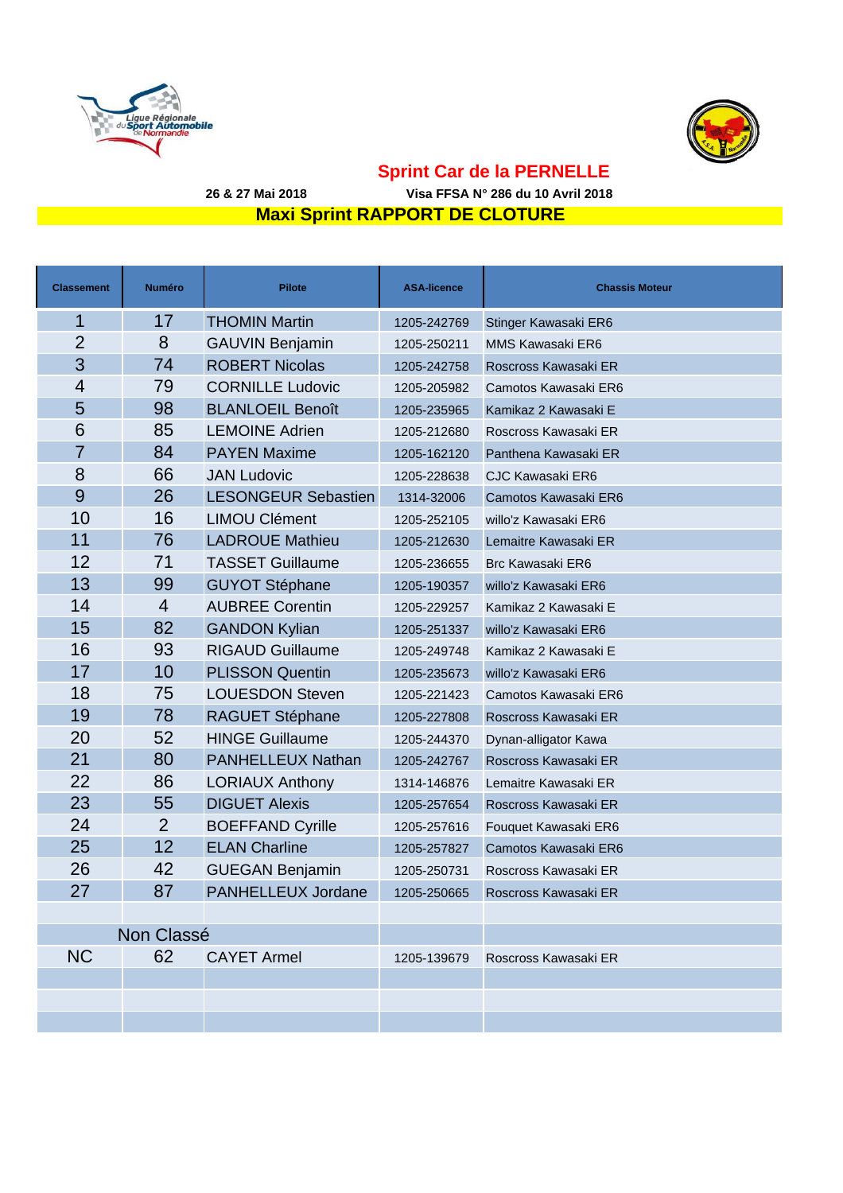## Sprint Car de la PERNELLE

**26 & 27 Mai 2018** **Visa FFSA N° 286 du 10 Avril 2018**

### Maxi Sprint RAPPORT DE CLOTURE

| Classement | Numéro | Pilote | ASA-licence | Chassis Moteur |
|---|---|---|---|---|
| 1 | 17 | THOMIN Martin | 1205-242769 | Stinger Kawasaki ER6 |
| 2 | 8 | GAUVIN Benjamin | 1205-250211 | MMS Kawasaki ER6 |
| 3 | 74 | ROBERT Nicolas | 1205-242758 | Roscross Kawasaki ER |
| 4 | 79 | CORNILLE Ludovic | 1205-205982 | Camotos Kawasaki ER6 |
| 5 | 98 | BLANLOEIL Benoît | 1205-235965 | Kamikaz 2 Kawasaki E |
| 6 | 85 | LEMOINE Adrien | 1205-212680 | Roscross Kawasaki ER |
| 7 | 84 | PAYEN Maxime | 1205-162120 | Panthena Kawasaki ER |
| 8 | 66 | JAN Ludovic | 1205-228638 | CJC Kawasaki ER6 |
| 9 | 26 | LESONGEUR Sebastien | 1314-32006 | Camotos Kawasaki ER6 |
| 10 | 16 | LIMOU Clément | 1205-252105 | willo'z Kawasaki ER6 |
| 11 | 76 | LADROUE Mathieu | 1205-212630 | Lemaitre Kawasaki ER |
| 12 | 71 | TASSET Guillaume | 1205-236655 | Brc Kawasaki ER6 |
| 13 | 99 | GUYOT Stéphane | 1205-190357 | willo'z Kawasaki ER6 |
| 14 | 4 | AUBREE Corentin | 1205-229257 | Kamikaz 2 Kawasaki E |
| 15 | 82 | GANDON Kylian | 1205-251337 | willo'z Kawasaki ER6 |
| 16 | 93 | RIGAUD Guillaume | 1205-249748 | Kamikaz 2 Kawasaki E |
| 17 | 10 | PLISSON Quentin | 1205-235673 | willo'z Kawasaki ER6 |
| 18 | 75 | LOUESDON Steven | 1205-221423 | Camotos Kawasaki ER6 |
| 19 | 78 | RAGUET Stéphane | 1205-227808 | Roscross Kawasaki ER |
| 20 | 52 | HINGE Guillaume | 1205-244370 | Dynan-alligator Kawa |
| 21 | 80 | PANHELLEUX Nathan | 1205-242767 | Roscross Kawasaki ER |
| 22 | 86 | LORIAUX Anthony | 1314-146876 | Lemaitre Kawasaki ER |
| 23 | 55 | DIGUET Alexis | 1205-257654 | Roscross Kawasaki ER |
| 24 | 2 | BOEFFAND Cyrille | 1205-257616 | Fouquet Kawasaki ER6 |
| 25 | 12 | ELAN Charline | 1205-257827 | Camotos Kawasaki ER6 |
| 26 | 42 | GUEGAN Benjamin | 1205-250731 | Roscross Kawasaki ER |
| 27 | 87 | PANHELLEUX Jordane | 1205-250665 | Roscross Kawasaki ER |
| | | | | |
| Non Classé | | | | |
| NC | 62 | CAYET Armel | 1205-139679 | Roscross Kawasaki ER |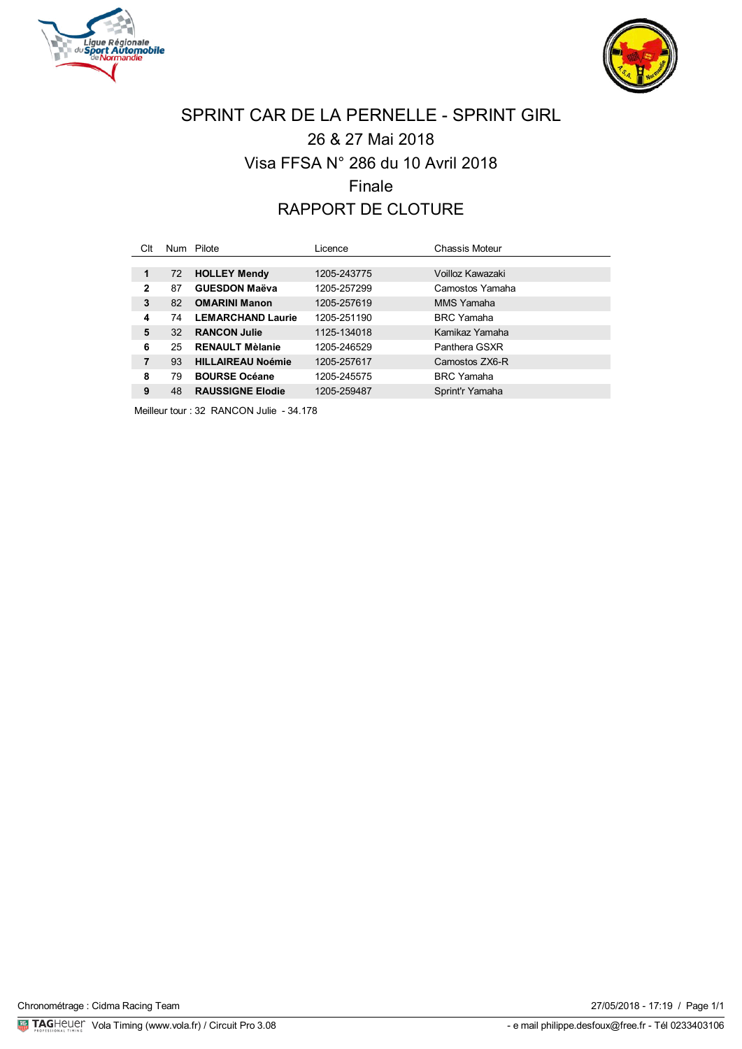# SPRINT CAR DE LA PERNELLE - SPRINT GIRL

## 26 & 27 Mai 2018

## Visa FFSA N° 286 du 10 Avril 2018

## Finale

## RAPPORT DE CLOTURE

| Clt | Num | Pilote | Licence | Chassis Moteur |
|---|---|---|---|---|
| **1** | 72 | **HOLLEY Mendy** | 1205-243775 | Voilloz Kawazaki |
| **2** | 87 | **GUESDON Maëva** | 1205-257299 | Camostos Yamaha |
| **3** | 82 | **OMARINI Manon** | 1205-257619 | MMS Yamaha |
| **4** | 74 | **LEMARCHAND Laurie** | 1205-251190 | BRC Yamaha |
| **5** | 32 | **RANCON Julie** | 1125-134018 | Kamikaz Yamaha |
| **6** | 25 | **RENAULT Mèlanie** | 1205-246529 | Panthera GSXR |
| **7** | 93 | **HILLAIREAU Noémie** | 1205-257617 | Camostos ZX6-R |
| **8** | 79 | **BOURSE Océane** | 1205-245575 | BRC Yamaha |
| **9** | 48 | **RAUSSIGNE Elodie** | 1205-259487 | Sprint'r Yamaha |

Meilleur tour : 32 RANCON Julie - 34.178

Chronométrage : Cidma Racing Team

27/05/2018 - 17:19

Vola Timing (www.vola.fr) / Circuit Pro 3.08

- e mail philippe.desfoux@free.fr - Tél 0233403106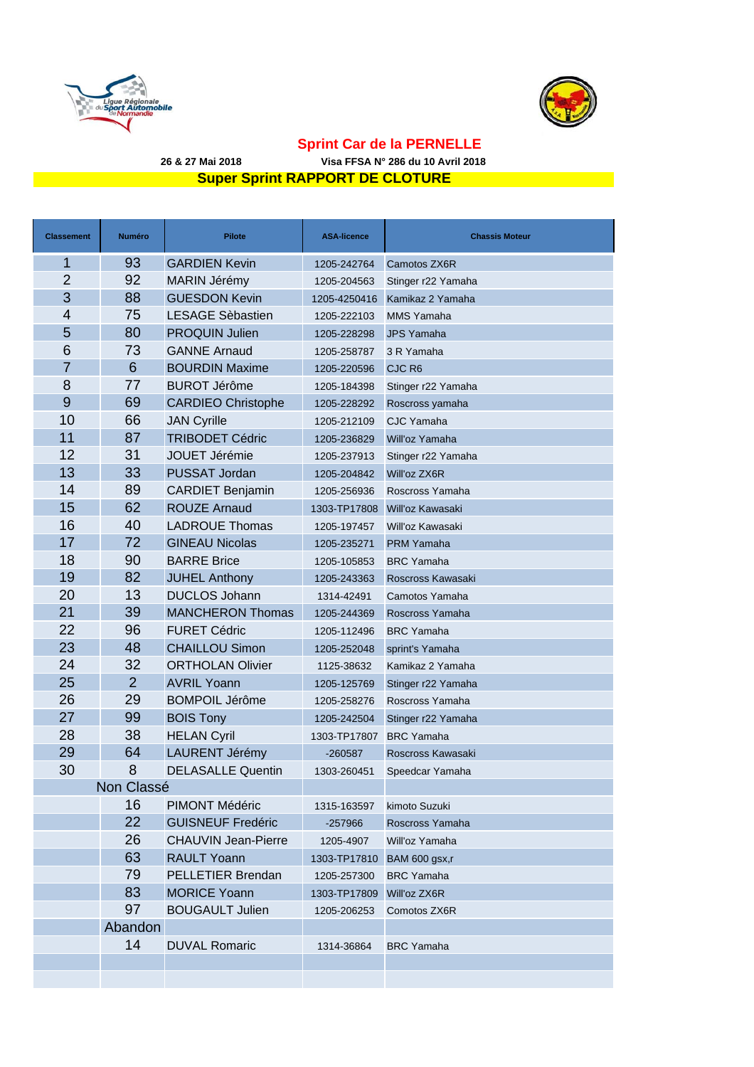## Sprint Car de la PERNELLE

26 & 27 Mai 2018 — Visa FFSA N° 286 du 10 Avril 2018

### Super Sprint RAPPORT DE CLOTURE

| Classement | Numéro | Pilote | ASA-licence | Chassis Moteur |
|---|---|---|---|---|
| 1 | 93 | GARDIEN Kevin | 1205-242764 | Camotos ZX6R |
| 2 | 92 | MARIN Jérémy | 1205-204563 | Stinger r22 Yamaha |
| 3 | 88 | GUESDON Kevin | 1205-4250416 | Kamikaz 2 Yamaha |
| 4 | 75 | LESAGE Sèbastien | 1205-222103 | MMS Yamaha |
| 5 | 80 | PROQUIN Julien | 1205-228298 | JPS Yamaha |
| 6 | 73 | GANNE Arnaud | 1205-258787 | 3 R Yamaha |
| 7 | 6 | BOURDIN Maxime | 1205-220596 | CJC R6 |
| 8 | 77 | BUROT Jérôme | 1205-184398 | Stinger r22 Yamaha |
| 9 | 69 | CARDIEO Christophe | 1205-228292 | Roscross yamaha |
| 10 | 66 | JAN Cyrille | 1205-212109 | CJC Yamaha |
| 11 | 87 | TRIBODET Cédric | 1205-236829 | Will'oz Yamaha |
| 12 | 31 | JOUET Jérémie | 1205-237913 | Stinger r22 Yamaha |
| 13 | 33 | PUSSAT Jordan | 1205-204842 | Will'oz ZX6R |
| 14 | 89 | CARDIET Benjamin | 1205-256936 | Roscross Yamaha |
| 15 | 62 | ROUZE Arnaud | 1303-TP17808 | Will'oz Kawasaki |
| 16 | 40 | LADROUE Thomas | 1205-197457 | Will'oz Kawasaki |
| 17 | 72 | GINEAU Nicolas | 1205-235271 | PRM Yamaha |
| 18 | 90 | BARRE Brice | 1205-105853 | BRC Yamaha |
| 19 | 82 | JUHEL Anthony | 1205-243363 | Roscross Kawasaki |
| 20 | 13 | DUCLOS Johann | 1314-42491 | Camotos Yamaha |
| 21 | 39 | MANCHERON Thomas | 1205-244369 | Roscross Yamaha |
| 22 | 96 | FURET Cédric | 1205-112496 | BRC Yamaha |
| 23 | 48 | CHAILLOU Simon | 1205-252048 | sprint's Yamaha |
| 24 | 32 | ORTHOLAN Olivier | 1125-38632 | Kamikaz 2 Yamaha |
| 25 | 2 | AVRIL Yoann | 1205-125769 | Stinger r22 Yamaha |
| 26 | 29 | BOMPOIL Jérôme | 1205-258276 | Roscross Yamaha |
| 27 | 99 | BOIS Tony | 1205-242504 | Stinger r22 Yamaha |
| 28 | 38 | HELAN Cyril | 1303-TP17807 | BRC Yamaha |
| 29 | 64 | LAURENT Jérémy | -260587 | Roscross Kawasaki |
| 30 | 8 | DELASALLE Quentin | 1303-260451 | Speedcar Yamaha |
| Non Classé | | | | |
| | 16 | PIMONT Médéric | 1315-163597 | kimoto Suzuki |
| | 22 | GUISNEUF Fredéric | -257966 | Roscross Yamaha |
| | 26 | CHAUVIN Jean-Pierre | 1205-4907 | Will'oz Yamaha |
| | 63 | RAULT Yoann | 1303-TP17810 | BAM 600 gsx,r |
| | 79 | PELLETIER Brendan | 1205-257300 | BRC Yamaha |
| | 83 | MORICE Yoann | 1303-TP17809 | Will'oz ZX6R |
| | 97 | BOUGAULT Julien | 1205-206253 | Comotos ZX6R |
| | Abandon | | | |
| | 14 | DUVAL Romaric | 1314-36864 | BRC Yamaha |